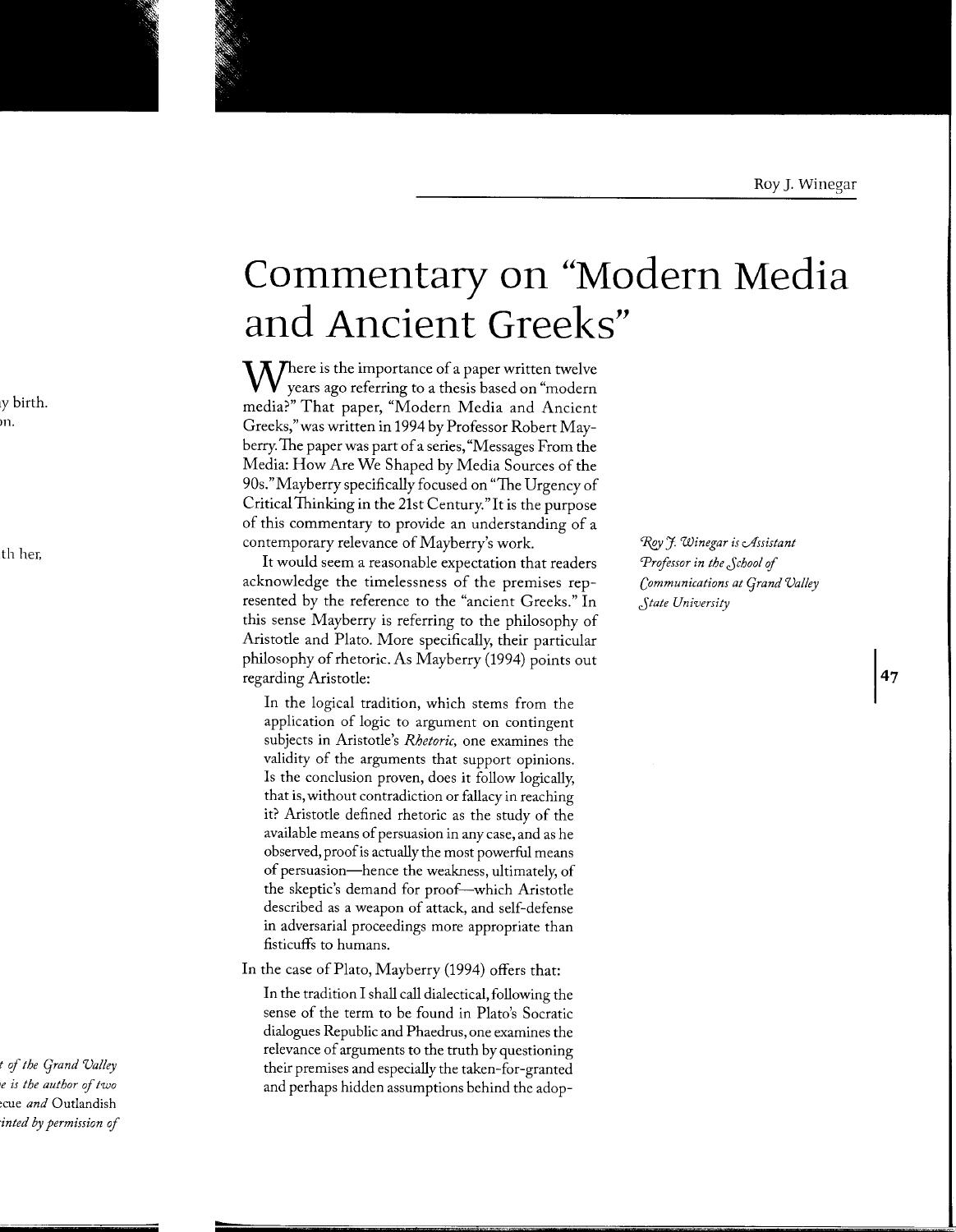Roy J. Winegar

# Commentary on "Modern Media and Ancient Greeks"

Where is the importance of a paper written twelve years ago referring to a thesis based on "modern media?" That paper, "Modern Media and Ancient Greeks," was written in 1994 by Professor Robert Mayberry. The paper was part of a series, "Messages From the Media: How Are We Shaped by Media Sources of the 90s." Mayberry specifically focused on "The Urgency of Critical Thinking in the 21st Century." It is the purpose of this commentary to provide an understanding of a contemporary relevance of Mayberry's work.

*Roy J. Winegar is Assistant Professor in the School of Communications at Grand Valley State University*

It would seem a reasonable expectation that readers acknowledge the timelessness of the premises represented by the reference to the "ancient Greeks." In this sense Mayberry is referring to the philosophy of Aristotle and Plato. More specifically, their particular philosophy of rhetoric. As Mayberry (1994) points out regarding Aristotle:

> In the logical tradition, which stems from the application of logic to argument on contingent subjects in Aristotle's *Rhetoric*, one examines the validity of the arguments that support opinions. Is the conclusion proven, does it follow logically, that is, without contradiction or fallacy in reaching it? Aristotle defined rhetoric as the study of the available means of persuasion in any case, and as he observed, proof is actually the most powerful means of persuasion—hence the weakness, ultimately, of the skeptic's demand for proof—which Aristotle described as a weapon of attack, and self-defense in adversarial proceedings more appropriate than fisticuffs to humans.

In the case of Plato, Mayberry (1994) offers that:

> In the tradition I shall call dialectical, following the sense of the term to be found in Plato's Socratic dialogues Republic and Phaedrus, one examines the relevance of arguments to the truth by questioning their premises and especially the taken-for-granted and perhaps hidden assumptions behind the adop-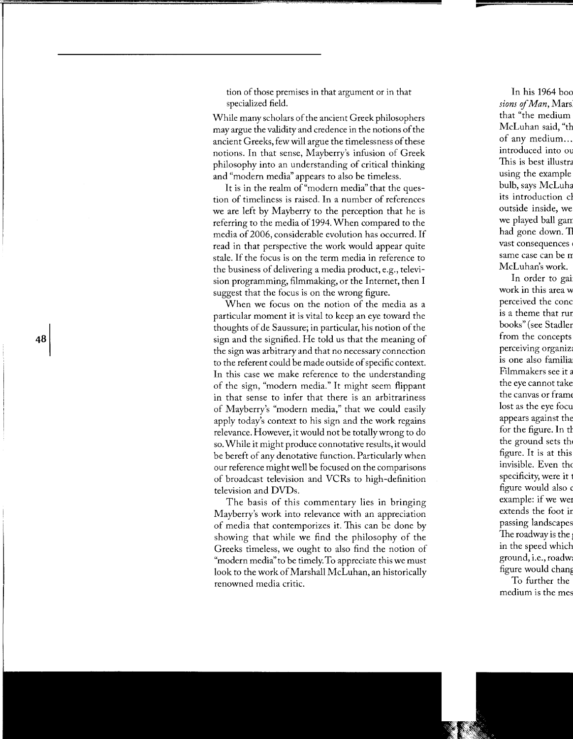tion of those premises in that argument or in that specialized field.

While many scholars of the ancient Greek philosophers may argue the validity and credence in the notions of the ancient Greeks, few will argue the timelessness of these notions. In that sense, Mayberry's infusion of Greek philosophy into an understanding of critical thinking and "modern media" appears to also be timeless.

It is in the realm of "modern media" that the question of timeliness is raised. In a number of references we are left by Mayberry to the perception that he is referring to the media of 1994. When compared to the media of 2006, considerable evolution has occurred. If read in that perspective the work would appear quite stale. If the focus is on the term media in reference to the business of delivering a media product, e.g., television programming, filmmaking, or the Internet, then I suggest that the focus is on the wrong figure.

When we focus on the notion of the media as a particular moment it is vital to keep an eye toward the thoughts of de Saussure; in particular, his notion of the sign and the signified. He told us that the meaning of the sign was arbitrary and that no necessary connection to the referent could be made outside of specific context. In this case we make reference to the understanding of the sign, "modern media." It might seem flippant in that sense to infer that there is an arbitrariness of Mayberry's "modern media," that we could easily apply today's context to his sign and the work regains relevance. However, it would not be totally wrong to do so. While it might produce connotative results, it would be bereft of any denotative function. Particularly when our reference might well be focused on the comparisons of broadcast television and VCRs to high-definition television and DVDs.

The basis of this commentary lies in bringing Mayberry's work into relevance with an appreciation of media that contemporizes it. This can be done by showing that while we find the philosophy of the Greeks timeless, we ought to also find the notion of "modern media" to be timely. To appreciate this we must look to the work of Marshall McLuhan, an historically renowned media critic.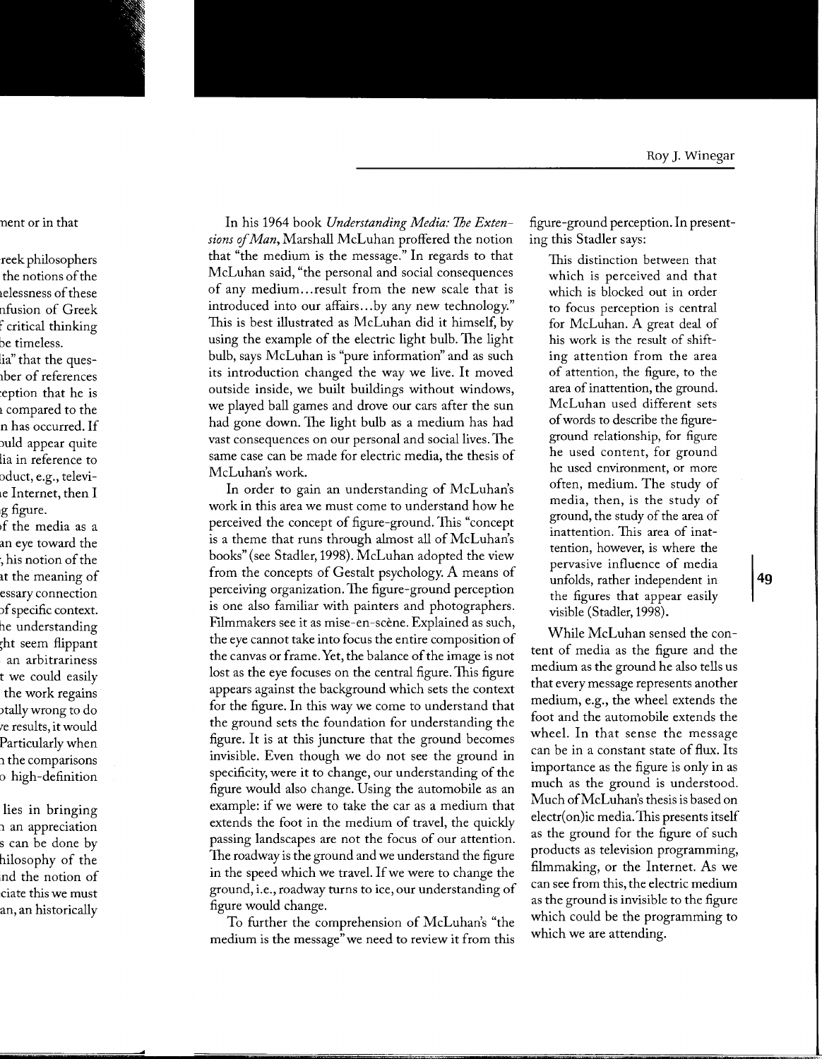In his 1964 book *Understanding Media: The Extensions of Man*, Marshall McLuhan proffered the notion that "the medium is the message." In regards to that McLuhan said, "the personal and social consequences of any medium...result from the new scale that is introduced into our affairs...by any new technology." This is best illustrated as McLuhan did it himself, by using the example of the electric light bulb. The light bulb, says McLuhan is "pure information" and as such its introduction changed the way we live. It moved outside inside, we built buildings without windows, we played ball games and drove our cars after the sun had gone down. The light bulb as a medium has had vast consequences on our personal and social lives. The same case can be made for electric media, the thesis of McLuhan's work.

In order to gain an understanding of McLuhan's work in this area we must come to understand how he perceived the concept of figure-ground. This "concept is a theme that runs through almost all of McLuhan's books" (see Stadler, 1998). McLuhan adopted the view from the concepts of Gestalt psychology. A means of perceiving organization. The figure-ground perception is one also familiar with painters and photographers. Filmmakers see it as mise-en-scène. Explained as such, the eye cannot take into focus the entire composition of the canvas or frame. Yet, the balance of the image is not lost as the eye focuses on the central figure. This figure appears against the background which sets the context for the figure. In this way we come to understand that the ground sets the foundation for understanding the figure. It is at this juncture that the ground becomes invisible. Even though we do not see the ground in specificity, were it to change, our understanding of the figure would also change. Using the automobile as an example: if we were to take the car as a medium that extends the foot in the medium of travel, the quickly passing landscapes are not the focus of our attention. The roadway is the ground and we understand the figure in the speed which we travel. If we were to change the ground, i.e., roadway turns to ice, our understanding of figure would change.

To further the comprehension of McLuhan's "the medium is the message" we need to review it from this figure-ground perception. In presenting this Stadler says:

> This distinction between that which is perceived and that which is blocked out in order to focus perception is central for McLuhan. A great deal of his work is the result of shifting attention from the area of attention, the figure, to the area of inattention, the ground. McLuhan used different sets of words to describe the figure-ground relationship, for figure he used content, for ground he used environment, or more often, medium. The study of media, then, is the study of ground, the study of the area of inattention. This area of inattention, however, is where the pervasive influence of media unfolds, rather independent in the figures that appear easily visible (Stadler, 1998).

While McLuhan sensed the content of media as the figure and the medium as the ground he also tells us that every message represents another medium, e.g., the wheel extends the foot and the automobile extends the wheel. In that sense the message can be in a constant state of flux. Its importance as the figure is only in as much as the ground is understood. Much of McLuhan's thesis is based on electr(on)ic media. This presents itself as the ground for the figure of such products as television programming, filmmaking, or the Internet. As we can see from this, the electric medium as the ground is invisible to the figure which could be the programming to which we are attending.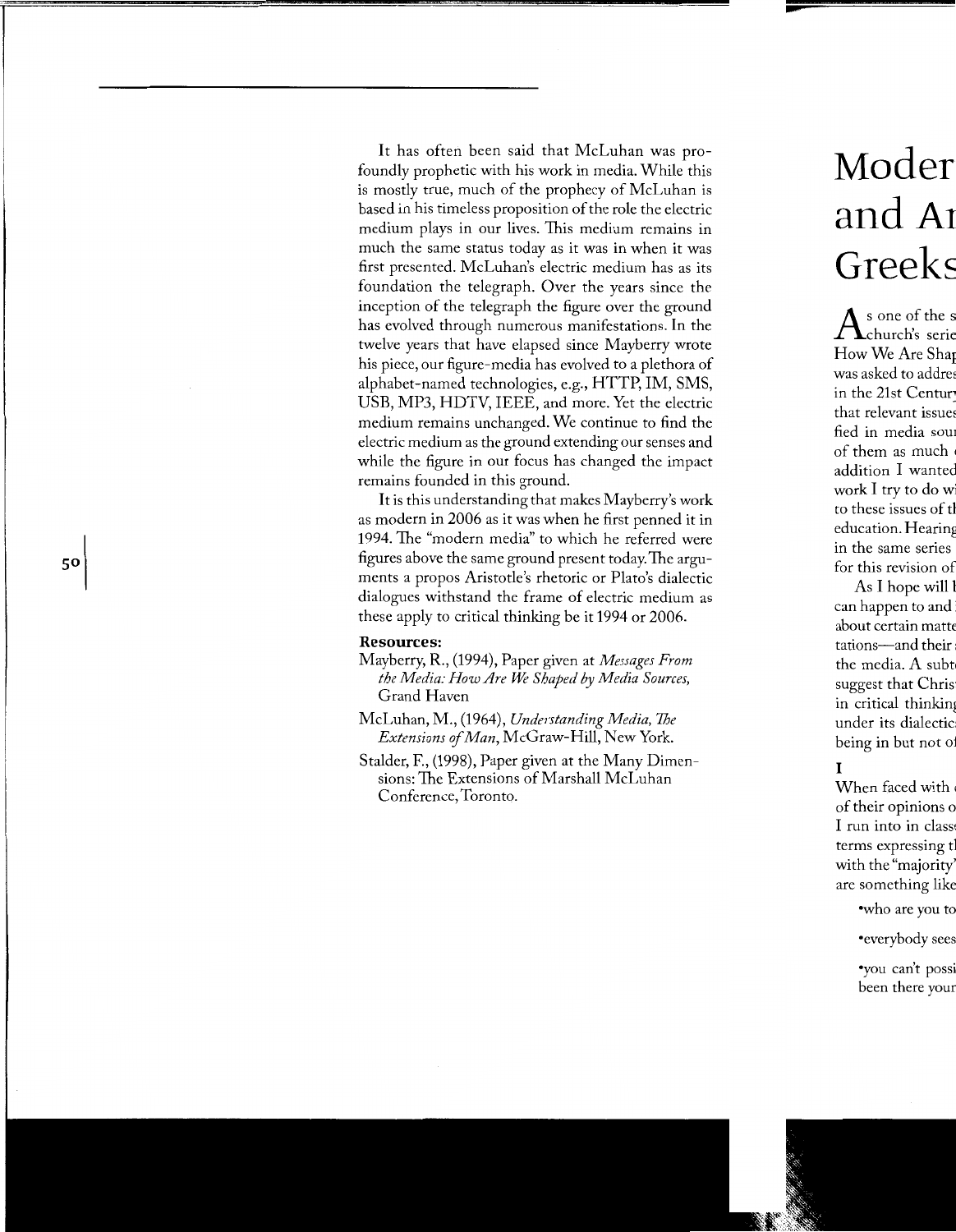It has often been said that McLuhan was profoundly prophetic with his work in media. While this is mostly true, much of the prophecy of McLuhan is based in his timeless proposition of the role the electric medium plays in our lives. This medium remains in much the same status today as it was in when it was first presented. McLuhan's electric medium has as its foundation the telegraph. Over the years since the inception of the telegraph the figure over the ground has evolved through numerous manifestations. In the twelve years that have elapsed since Mayberry wrote his piece, our figure-media has evolved to a plethora of alphabet-named technologies, e.g., HTTP, IM, SMS, USB, MP3, HDTV, IEEE, and more. Yet the electric medium remains unchanged. We continue to find the electric medium as the ground extending our senses and while the figure in our focus has changed the impact remains founded in this ground.

It is this understanding that makes Mayberry's work as modern in 2006 as it was when he first penned it in 1994. The "modern media" to which he referred were figures above the same ground present today. The arguments a propos Aristotle's rhetoric or Plato's dialectic dialogues withstand the frame of electric medium as these apply to critical thinking be it 1994 or 2006.

**Resources:**

Mayberry, R., (1994), Paper given at *Messages From the Media: How Are We Shaped by Media Sources*, Grand Haven

McLuhan, M., (1964), *Understanding Media, The Extensions of Man*, McGraw-Hill, New York.

Stalder, F., (1998), Paper given at the Many Dimensions: The Extensions of Marshall McLuhan Conference, Toronto.